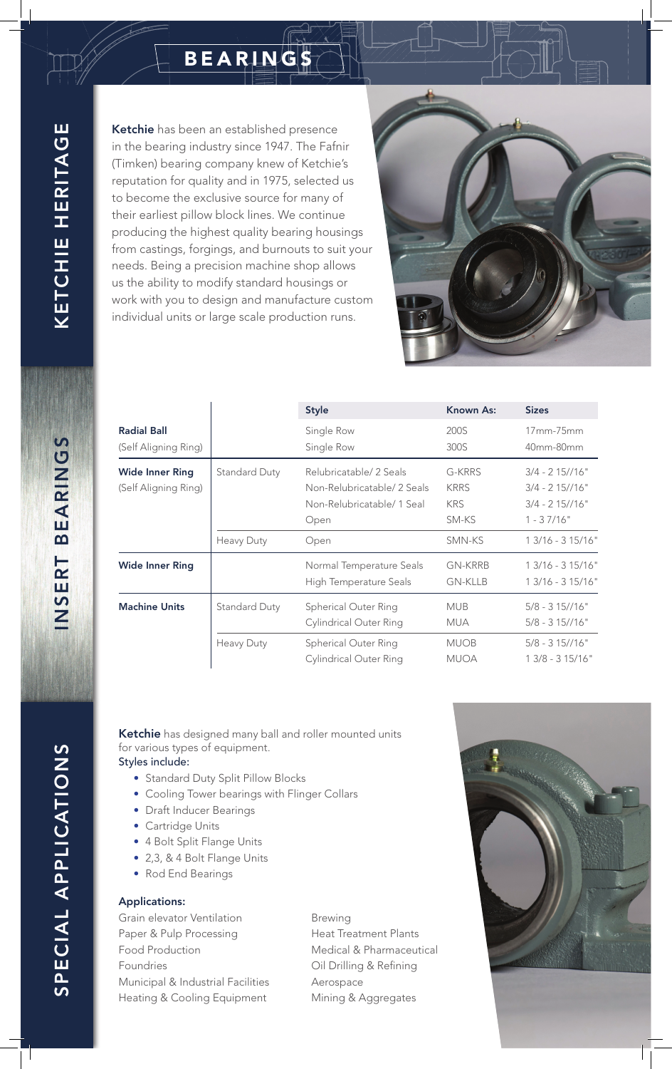# BEARINGS

## KETCHIE HERITAGE

**Ketchie** has been an established presence in the bearing industry since 1947. The Fafnir (Timken) bearing company knew of Ketchie's reputation for quality and in 1975, selected us to become the exclusive source for many of their earliest pillow block lines. We continue producing the highest quality bearing housings from castings, forgings, and burnouts to suit your needs. Being a precision machine shop allows us the ability to modify standard housings or work with you to design and manufacture custom individual units or large scale production runs.

## INSERT BEARINGS

| | | Style | Known As: | Sizes |
|---|---|---|---|---|
| **Radial Ball** (Self Aligning Ring) | | Single Row | 200S | 17mm-75mm |
| | | Single Row | 300S | 40mm-80mm |
| **Wide Inner Ring** (Self Aligning Ring) | Standard Duty | Relubricatable/ 2 Seals | G-KRRS | 3/4 - 2 15//16" |
| | | Non-Relubricatable/ 2 Seals | KRRS | 3/4 - 2 15//16" |
| | | Non-Relubricatable/ 1 Seal | KRS | 3/4 - 2 15//16" |
| | | Open | SM-KS | 1 - 3 7/16" |
| | Heavy Duty | Open | SMN-KS | 1 3/16 - 3 15/16" |
| **Wide Inner Ring** | | Normal Temperature Seals | GN-KRRB | 1 3/16 - 3 15/16" |
| | | High Temperature Seals | GN-KLLB | 1 3/16 - 3 15/16" |
| **Machine Units** | Standard Duty | Spherical Outer Ring | MUB | 5/8 - 3 15//16" |
| | | Cylindrical Outer Ring | MUA | 5/8 - 3 15//16" |
| | Heavy Duty | Spherical Outer Ring | MUOB | 5/8 - 3 15//16" |
| | | Cylindrical Outer Ring | MUOA | 1 3/8 - 3 15/16" |

## SPECIAL APPLICATIONS

**Ketchie** has designed many ball and roller mounted units for various types of equipment.
Styles include:

- Standard Duty Split Pillow Blocks
- Cooling Tower bearings with Flinger Collars
- Draft Inducer Bearings
- Cartridge Units
- 4 Bolt Split Flange Units
- 2,3, & 4 Bolt Flange Units
- Rod End Bearings

### Applications:

Grain elevator Ventilation
Paper & Pulp Processing
Food Production
Foundries
Municipal & Industrial Facilities
Heating & Cooling Equipment
Brewing
Heat Treatment Plants
Medical & Pharmaceutical
Oil Drilling & Refining
Aerospace
Mining & Aggregates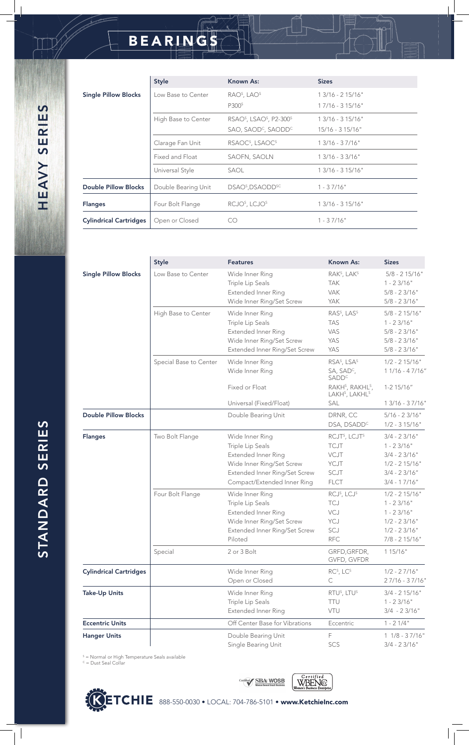# BEARINGS

## HEAVY SERIES

| | Style | Known As: | Sizes |
|---|---|---|---|
| **Single Pillow Blocks** | Low Base to Center | RAO[S], LAO[S] | 1 3/16 - 2 15/16" |
| | | P300[S] | 1 7/16 - 3 15/16" |
| | High Base to Center | RSAO[S], LSAO[S], P2-300[S] | 1 3/16 - 3 15/16" |
| | | SAO, SAOD[C], SAODD[C] | 15/16 - 3 15/16" |
| | Clarage Fan Unit | RSAOC[S], LSAOC[S] | 1 3/16 - 3 7/16" |
| | Fixed and Float | SAOFN, SAOLN | 1 3/16 - 3 3/16" |
| | Universal Style | SAOL | 1 3/16 - 3 15/16" |
| **Double Pillow Blocks** | Double Bearing Unit | DSAO[S],DSAODD[SC] | 1 - 3 7/16" |
| **Flanges** | Four Bolt Flange | RCJO[S], LCJO[S] | 1 3/16 - 3 15/16" |
| **Cylindrical Cartridges** | Open or Closed | CO | 1 - 3 7/16" |

## STANDARD SERIES

| | Style | Features | Known As: | Sizes |
|---|---|---|---|---|
| **Single Pillow Blocks** | Low Base to Center | Wide Inner Ring | RAK[S], LAK[S] | 5/8 - 2 15/16" |
| | | Triple Lip Seals | TAK | 1 - 2 3/16" |
| | | Extended Inner Ring | VAK | 5/8 - 2 3/16" |
| | | Wide Inner Ring/Set Screw | YAK | 5/8 - 2 3/16" |
| | High Base to Center | Wide Inner Ring | RAS[S], LAS[S] | 5/8 - 2 15/16" |
| | | Triple Lip Seals | TAS | 1 - 2 3/16" |
| | | Extended Inner Ring | VAS | 5/8 - 2 3/16" |
| | | Wide Inner Ring/Set Screw | YAS | 5/8 - 2 3/16" |
| | | Extended Inner Ring/Set Screw | YAS | 5/8 - 2 3/16" |
| | Special Base to Center | Wide Inner Ring | RSA[S], LSA[S] | 1/2 - 2 15/16" |
| | | Wide Inner Ring | SA, SAD[C], SADD[C] | 1 1/16 - 4 7/16" |
| | | Fixed or Float | RAKH[S], RAKHL[S], LAKH[S], LAKHL[S] | 1-2 15/16" |
| | | Universal (Fixed/Float) | SAL | 1 3/16 - 3 7/16" |
| **Double Pillow Blocks** | | Double Bearing Unit | DRNR, CC | 5/16 - 2 3/16" |
| | | | DSA, DSADD[C] | 1/2 - 3 15/16" |
| **Flanges** | Two Bolt Flange | Wide Inner Ring | RCJT[S], LCJT[S] | 3/4 - 2 3/16" |
| | | Triple Lip Seals | TCJT | 1 - 2 3/16" |
| | | Extended Inner Ring | VCJT | 3/4 - 2 3/16" |
| | | Wide Inner Ring/Set Screw | YCJT | 1/2 - 2 15/16" |
| | | Extended Inner Ring/Set Screw | SCJT | 3/4 - 2 3/16" |
| | | Compact/Extended Inner Ring | FLCT | 3/4 - 1 7/16" |
| | Four Bolt Flange | Wide Inner Ring | RCJ[S], LCJ[S] | 1/2 - 2 15/16" |
| | | Triple Lip Seals | TCJ | 1 - 2 3/16" |
| | | Extended Inner Ring | VCJ | 1 - 2 3/16" |
| | | Wide Inner Ring/Set Screw | YCJ | 1/2 - 2 3/16" |
| | | Extended Inner Ring/Set Screw | SCJ | 1/2 - 2 3/16" |
| | | Piloted | RFC | 7/8 - 2 15/16" |
| | Special | 2 or 3 Bolt | GRFD,GRFDR, GVFD, GVFDR | 1 15/16" |
| **Cylindrical Cartridges** | | Wide Inner Ring | RC[S], LC[S] | 1/2 - 2 7/16" |
| | | Open or Closed | C | 2 7/16 - 3 7/16" |
| **Take-Up Units** | | Wide Inner Ring | RTU[S], LTU[S] | 3/4 - 2 15/16" |
| | | Triple Lip Seals | TTU | 1 - 2 3/16" |
| | | Extended Inner Ring | VTU | 3/4 - 2 3/16" |
| **Eccentric Units** | | Off Center Base for Vibrations | Eccentric | 1 - 2 1/4" |
| **Hanger Units** | | Double Bearing Unit | F | 1 1/8 - 3 7/16" |
| | | Single Bearing Unit | SCS | 3/4 - 2 3/16" |

[S] = Normal or High Temperature Seals available
[C] = Dust Seal Collar

Certified SBA WOSB Women Owned Small Business

Certified WBENC Women's Business Enterprise

KETCHIE 888-550-0030 • LOCAL: 704-786-5101 • **www.KetchieInc.com**